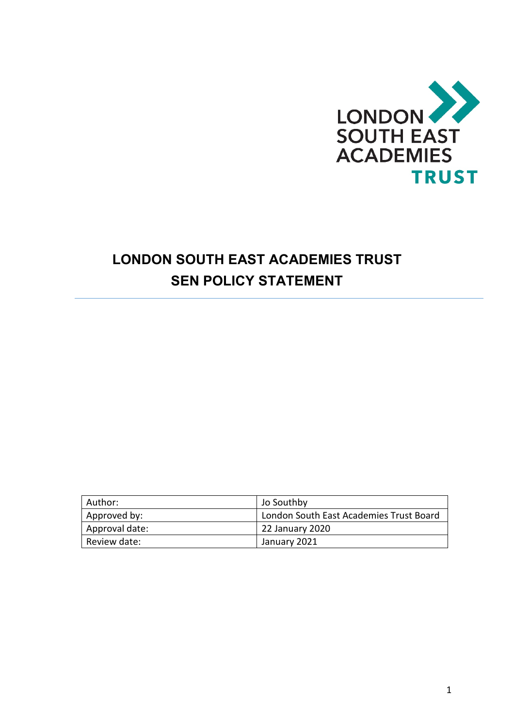LONDON SOUTH EAST ACADEMIES TRUST

# LONDON SOUTH EAST ACADEMIES TRUST
# SEN POLICY STATEMENT

| Author: | Jo Southby |
| --- | --- |
| Approved by: | London South East Academies Trust Board |
| Approval date: | 22 January 2020 |
| Review date: | January 2021 |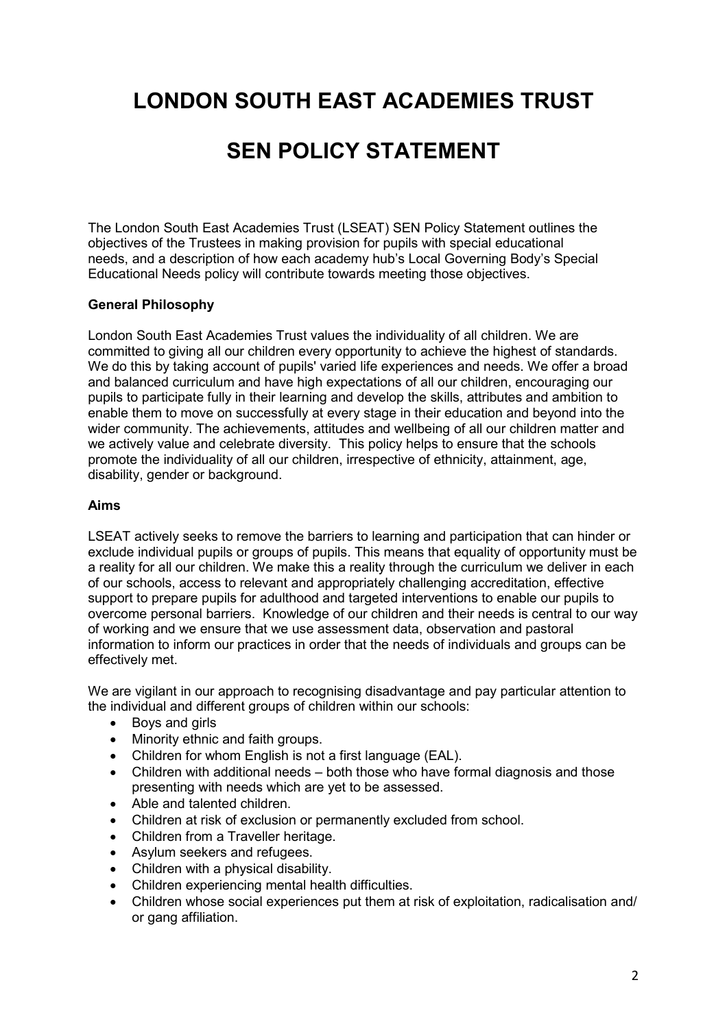# LONDON SOUTH EAST ACADEMIES TRUST

# SEN POLICY STATEMENT

The London South East Academies Trust (LSEAT) SEN Policy Statement outlines the objectives of the Trustees in making provision for pupils with special educational needs, and a description of how each academy hub's Local Governing Body's Special Educational Needs policy will contribute towards meeting those objectives.

**General Philosophy**

London South East Academies Trust values the individuality of all children. We are committed to giving all our children every opportunity to achieve the highest of standards. We do this by taking account of pupils' varied life experiences and needs. We offer a broad and balanced curriculum and have high expectations of all our children, encouraging our pupils to participate fully in their learning and develop the skills, attributes and ambition to enable them to move on successfully at every stage in their education and beyond into the wider community. The achievements, attitudes and wellbeing of all our children matter and we actively value and celebrate diversity. This policy helps to ensure that the schools promote the individuality of all our children, irrespective of ethnicity, attainment, age, disability, gender or background.

**Aims**

LSEAT actively seeks to remove the barriers to learning and participation that can hinder or exclude individual pupils or groups of pupils. This means that equality of opportunity must be a reality for all our children. We make this a reality through the curriculum we deliver in each of our schools, access to relevant and appropriately challenging accreditation, effective support to prepare pupils for adulthood and targeted interventions to enable our pupils to overcome personal barriers. Knowledge of our children and their needs is central to our way of working and we ensure that we use assessment data, observation and pastoral information to inform our practices in order that the needs of individuals and groups can be effectively met.

We are vigilant in our approach to recognising disadvantage and pay particular attention to the individual and different groups of children within our schools:

- Boys and girls
- Minority ethnic and faith groups.
- Children for whom English is not a first language (EAL).
- Children with additional needs – both those who have formal diagnosis and those presenting with needs which are yet to be assessed.
- Able and talented children.
- Children at risk of exclusion or permanently excluded from school.
- Children from a Traveller heritage.
- Asylum seekers and refugees.
- Children with a physical disability.
- Children experiencing mental health difficulties.
- Children whose social experiences put them at risk of exploitation, radicalisation and/ or gang affiliation.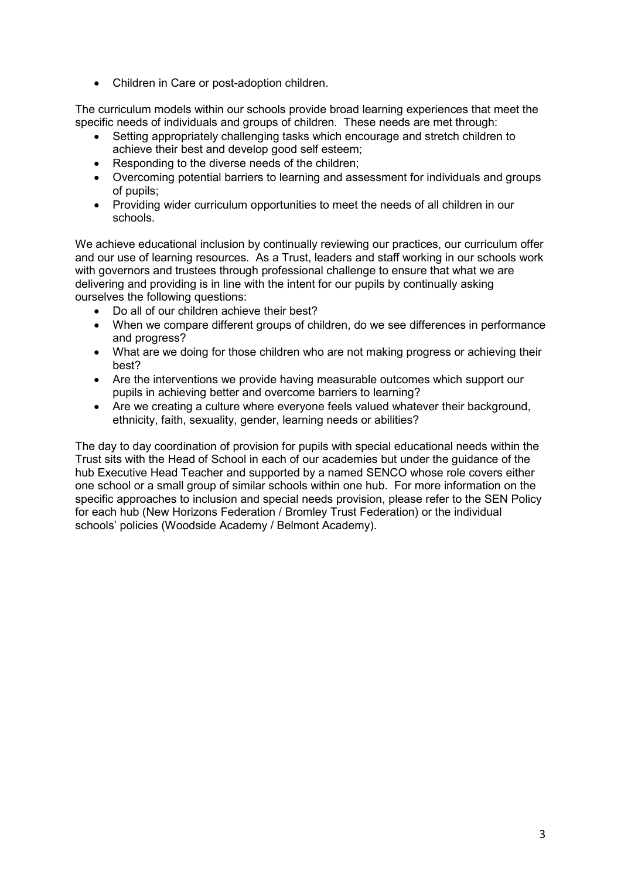- Children in Care or post-adoption children.

The curriculum models within our schools provide broad learning experiences that meet the specific needs of individuals and groups of children. These needs are met through:

- Setting appropriately challenging tasks which encourage and stretch children to achieve their best and develop good self esteem;
- Responding to the diverse needs of the children;
- Overcoming potential barriers to learning and assessment for individuals and groups of pupils;
- Providing wider curriculum opportunities to meet the needs of all children in our schools.

We achieve educational inclusion by continually reviewing our practices, our curriculum offer and our use of learning resources. As a Trust, leaders and staff working in our schools work with governors and trustees through professional challenge to ensure that what we are delivering and providing is in line with the intent for our pupils by continually asking ourselves the following questions:

- Do all of our children achieve their best?
- When we compare different groups of children, do we see differences in performance and progress?
- What are we doing for those children who are not making progress or achieving their best?
- Are the interventions we provide having measurable outcomes which support our pupils in achieving better and overcome barriers to learning?
- Are we creating a culture where everyone feels valued whatever their background, ethnicity, faith, sexuality, gender, learning needs or abilities?

The day to day coordination of provision for pupils with special educational needs within the Trust sits with the Head of School in each of our academies but under the guidance of the hub Executive Head Teacher and supported by a named SENCO whose role covers either one school or a small group of similar schools within one hub. For more information on the specific approaches to inclusion and special needs provision, please refer to the SEN Policy for each hub (New Horizons Federation / Bromley Trust Federation) or the individual schools' policies (Woodside Academy / Belmont Academy).